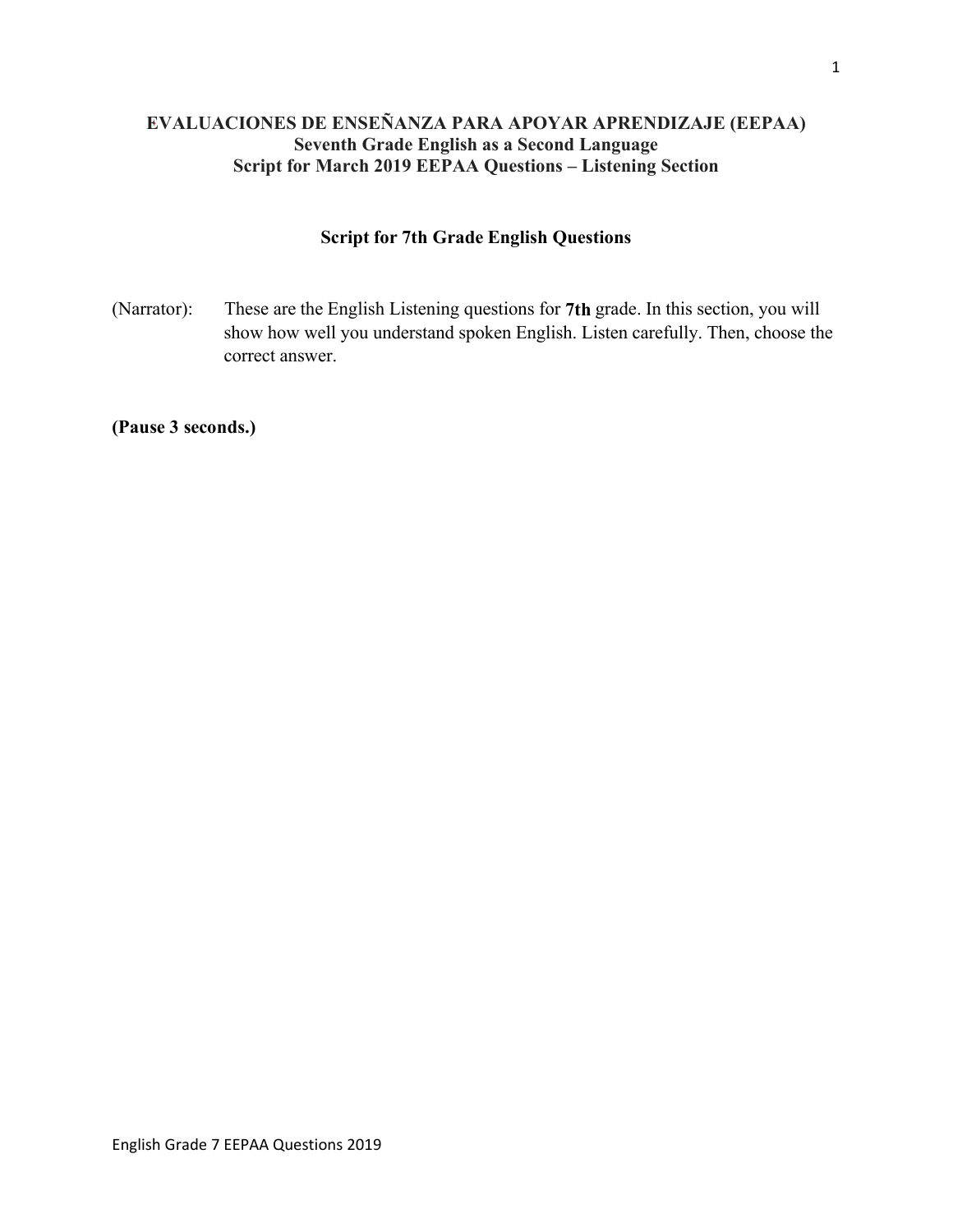# EVALUACIONES DE ENSEÑANZA PARA APOYAR APRENDIZAJE (EEPAA)

## Seventh Grade English as a Second Language

## Script for March 2019 EEPAA Questions – Listening Section

### Script for 7th Grade English Questions

(Narrator): These are the English Listening questions for **7th** grade. In this section, you will show how well you understand spoken English. Listen carefully. Then, choose the correct answer.

**(Pause 3 seconds.)**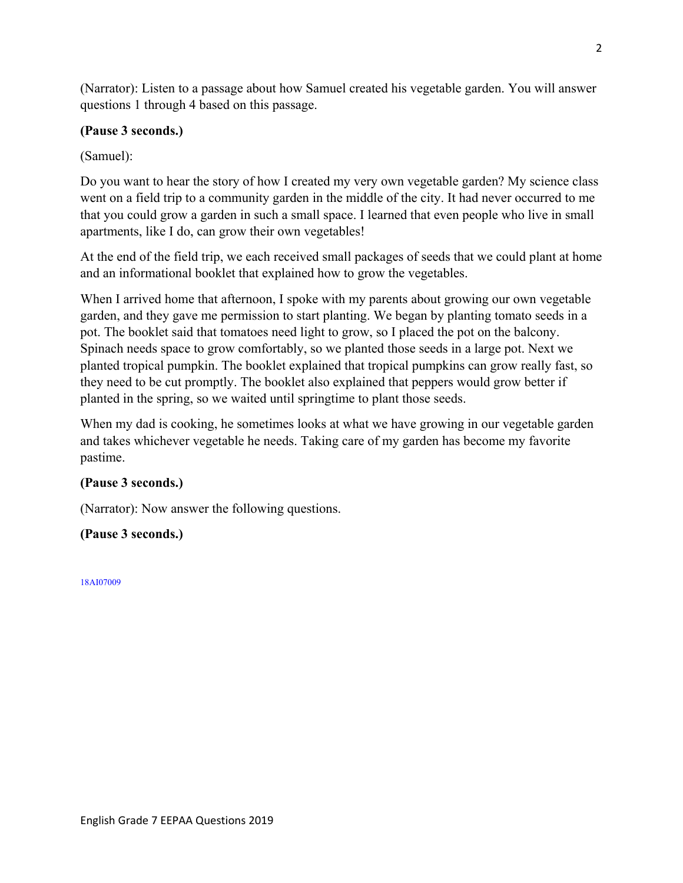(Narrator): Listen to a passage about how Samuel created his vegetable garden. You will answer questions 1 through 4 based on this passage.

**(Pause 3 seconds.)**

(Samuel):

Do you want to hear the story of how I created my very own vegetable garden? My science class went on a field trip to a community garden in the middle of the city. It had never occurred to me that you could grow a garden in such a small space. I learned that even people who live in small apartments, like I do, can grow their own vegetables!

At the end of the field trip, we each received small packages of seeds that we could plant at home and an informational booklet that explained how to grow the vegetables.

When I arrived home that afternoon, I spoke with my parents about growing our own vegetable garden, and they gave me permission to start planting. We began by planting tomato seeds in a pot. The booklet said that tomatoes need light to grow, so I placed the pot on the balcony. Spinach needs space to grow comfortably, so we planted those seeds in a large pot. Next we planted tropical pumpkin. The booklet explained that tropical pumpkins can grow really fast, so they need to be cut promptly. The booklet also explained that peppers would grow better if planted in the spring, so we waited until springtime to plant those seeds.

When my dad is cooking, he sometimes looks at what we have growing in our vegetable garden and takes whichever vegetable he needs. Taking care of my garden has become my favorite pastime.

**(Pause 3 seconds.)**

(Narrator): Now answer the following questions.

**(Pause 3 seconds.)**

18AI07009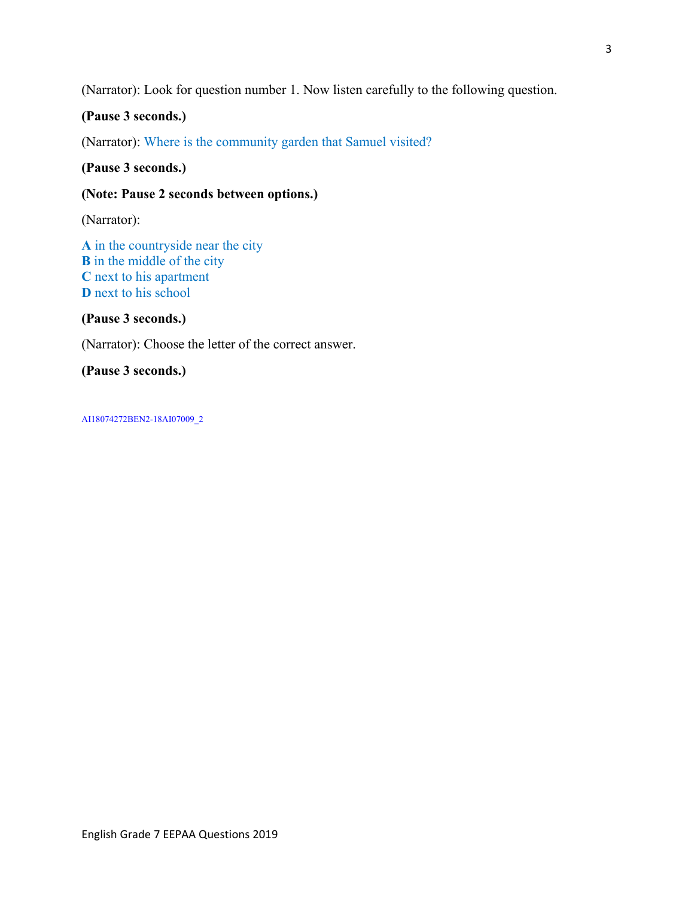(Narrator): Look for question number 1. Now listen carefully to the following question.

**(Pause 3 seconds.)**

(Narrator): Where is the community garden that Samuel visited?

**(Pause 3 seconds.)**

**(Note: Pause 2 seconds between options.)**

(Narrator):

**A** in the countryside near the city
**B** in the middle of the city
**C** next to his apartment
**D** next to his school

**(Pause 3 seconds.)**

(Narrator): Choose the letter of the correct answer.

**(Pause 3 seconds.)**

AI18074272BEN2-18AI07009_2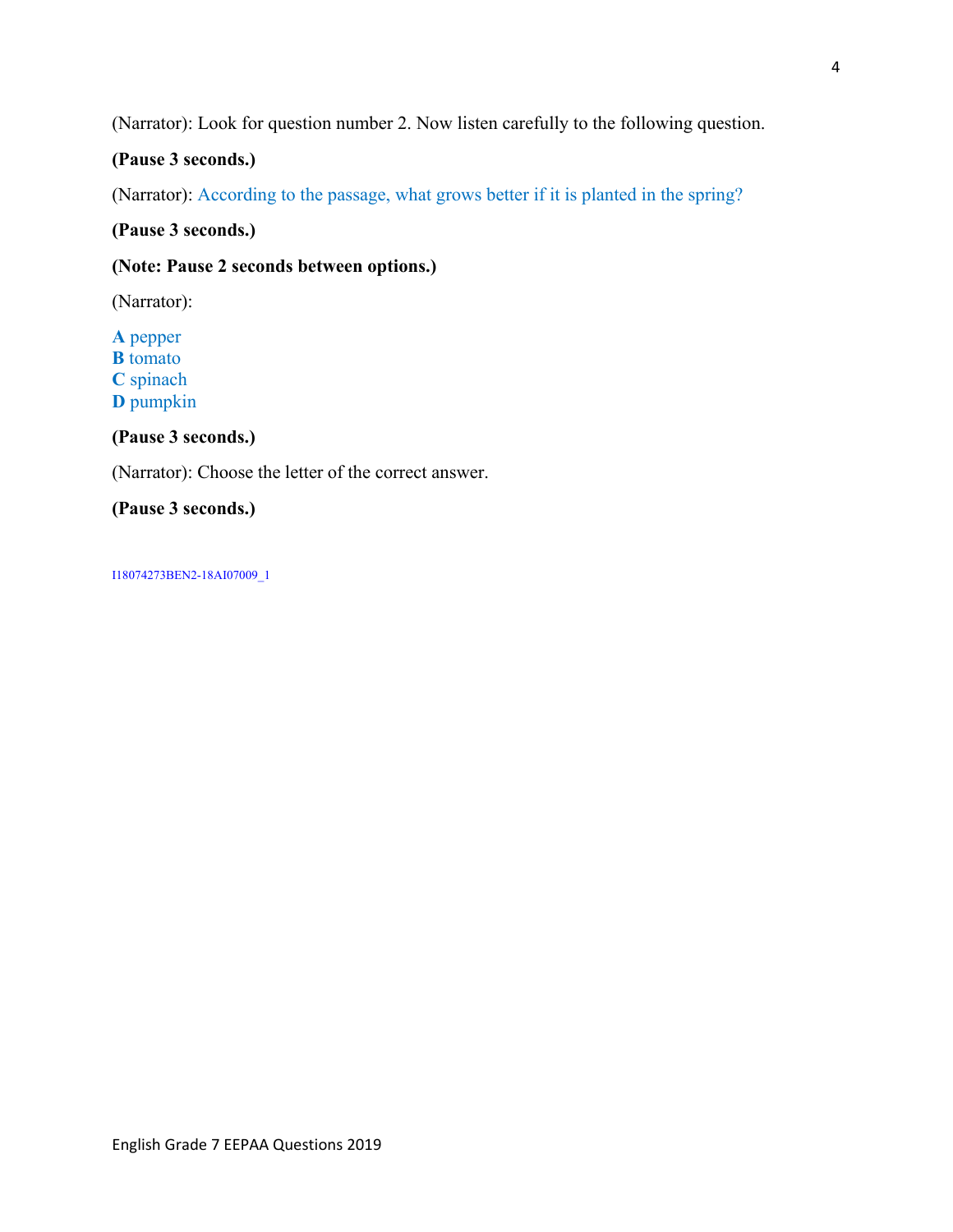(Narrator): Look for question number 2. Now listen carefully to the following question.

**(Pause 3 seconds.)**

(Narrator): According to the passage, what grows better if it is planted in the spring?

**(Pause 3 seconds.)**

**(Note: Pause 2 seconds between options.)**

(Narrator):

**A** pepper
**B** tomato
**C** spinach
**D** pumpkin

**(Pause 3 seconds.)**

(Narrator): Choose the letter of the correct answer.

**(Pause 3 seconds.)**

I18074273BEN2-18AI07009_1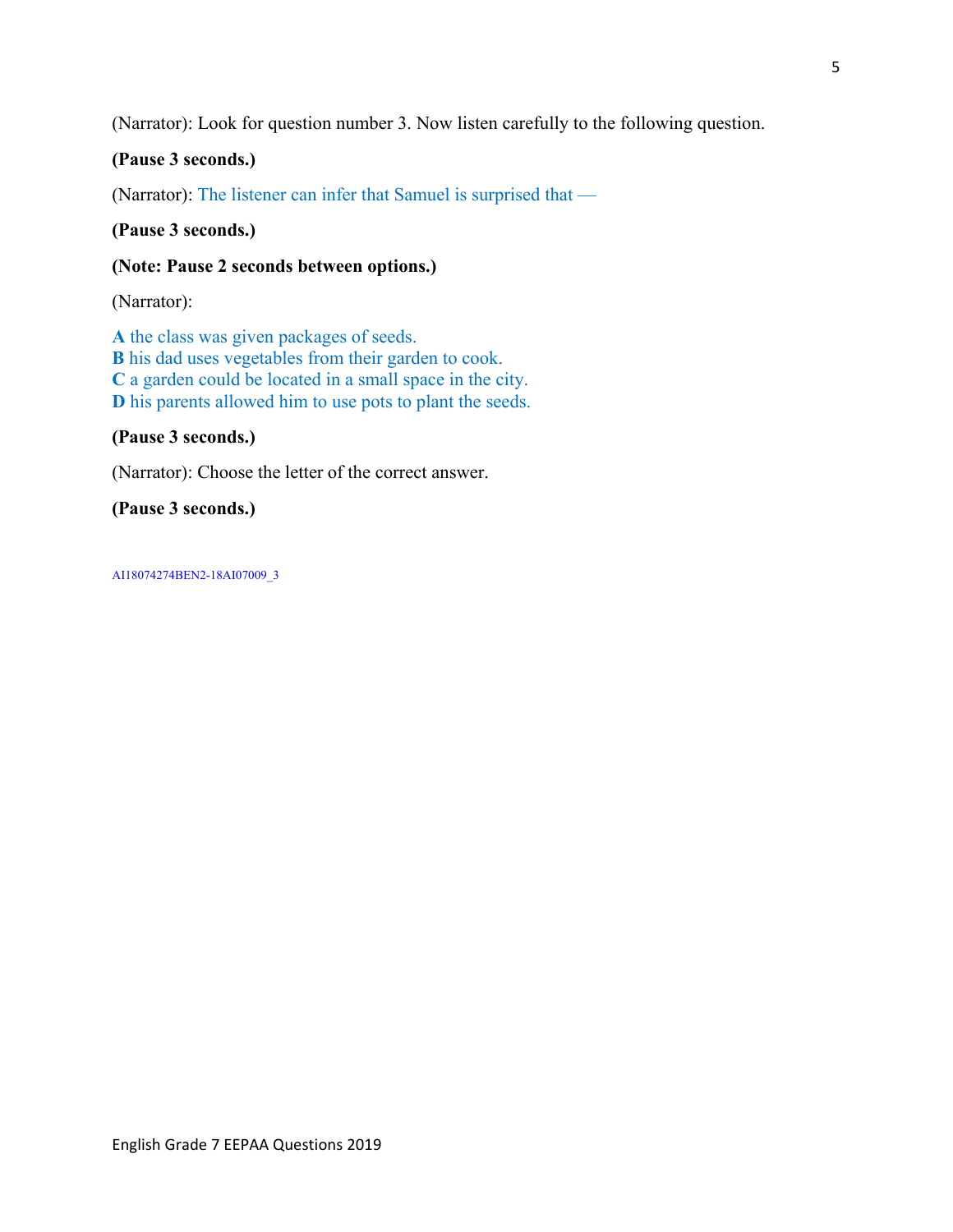(Narrator): Look for question number 3. Now listen carefully to the following question.

**(Pause 3 seconds.)**

(Narrator): The listener can infer that Samuel is surprised that —

**(Pause 3 seconds.)**

**(Note: Pause 2 seconds between options.)**

(Narrator):

**A** the class was given packages of seeds.
**B** his dad uses vegetables from their garden to cook.
**C** a garden could be located in a small space in the city.
**D** his parents allowed him to use pots to plant the seeds.

**(Pause 3 seconds.)**

(Narrator): Choose the letter of the correct answer.

**(Pause 3 seconds.)**

AI18074274BEN2-18AI07009_3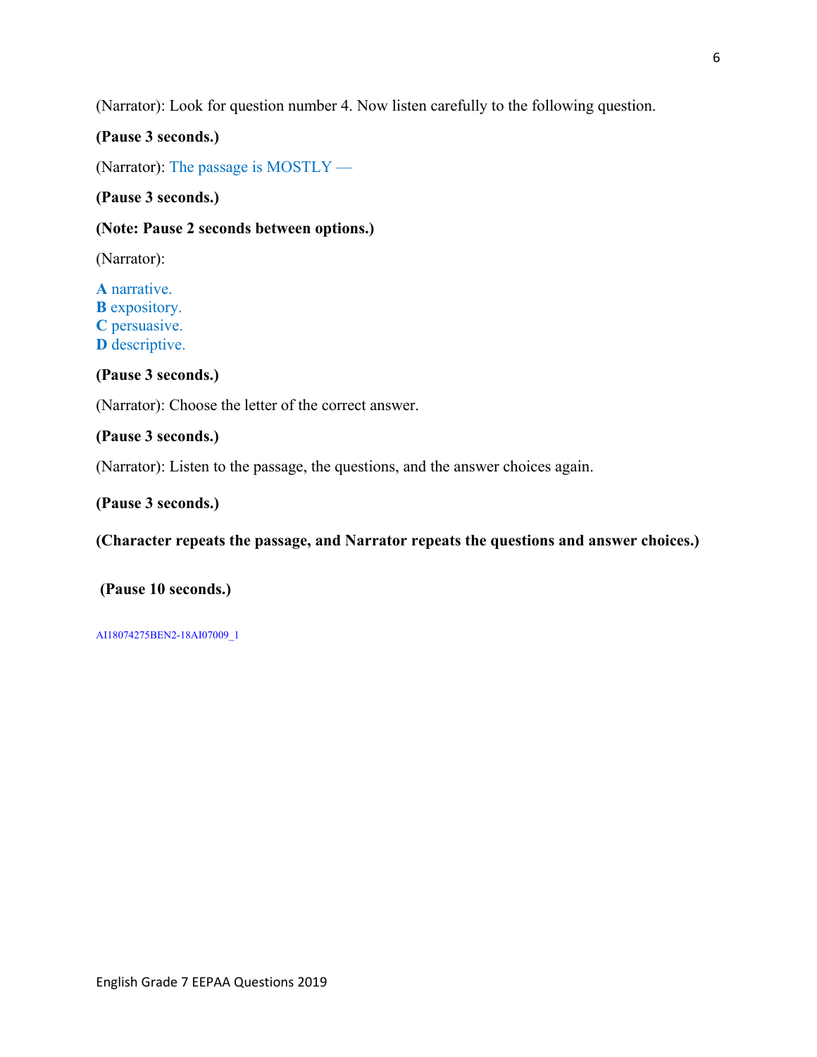(Narrator): Look for question number 4. Now listen carefully to the following question.

**(Pause 3 seconds.)**

(Narrator): The passage is MOSTLY —

**(Pause 3 seconds.)**

**(Note: Pause 2 seconds between options.)**

(Narrator):

**A** narrative.
**B** expository.
**C** persuasive.
**D** descriptive.

**(Pause 3 seconds.)**

(Narrator): Choose the letter of the correct answer.

**(Pause 3 seconds.)**

(Narrator): Listen to the passage, the questions, and the answer choices again.

**(Pause 3 seconds.)**

**(Character repeats the passage, and Narrator repeats the questions and answer choices.)**

**(Pause 10 seconds.)**

AI18074275BEN2-18AI07009_1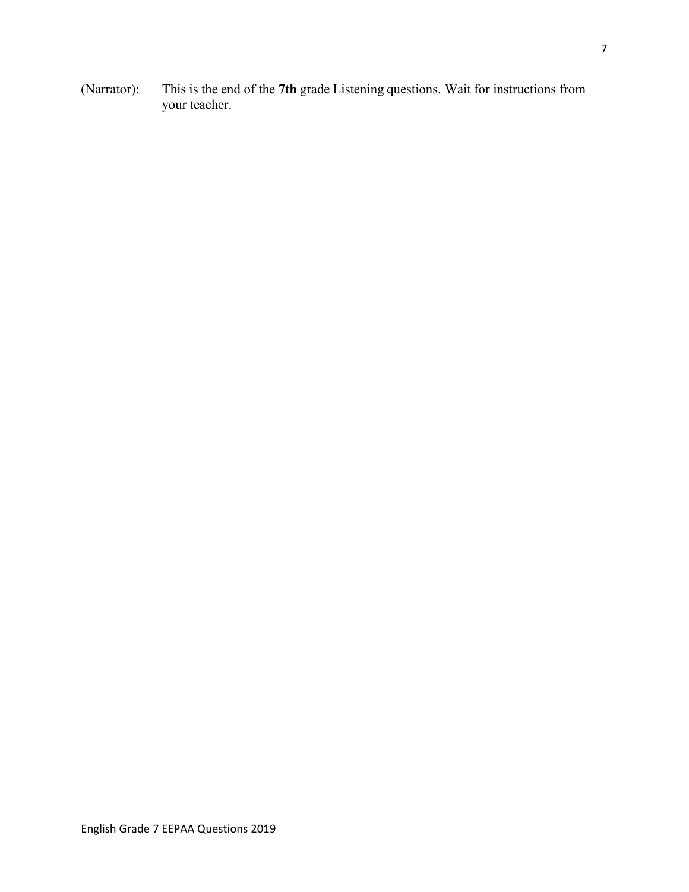(Narrator): This is the end of the **7th** grade Listening questions. Wait for instructions from your teacher.